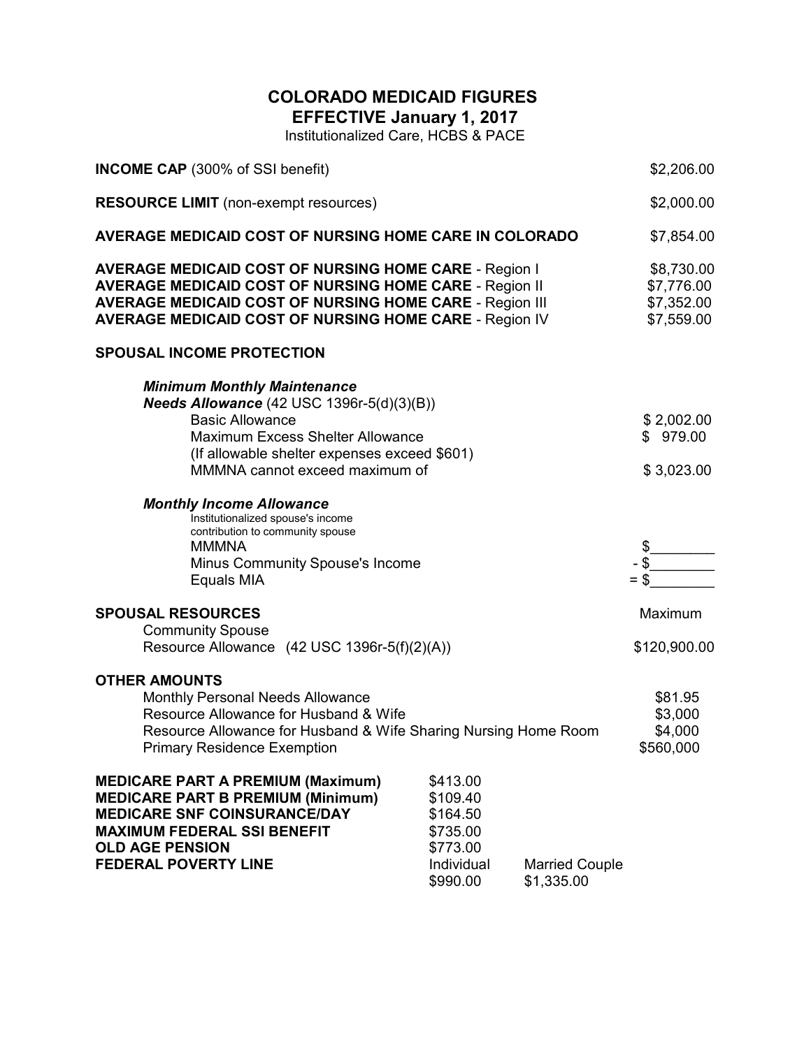# COLORADO MEDICAID FIGURES
## EFFECTIVE January 1, 2017

Institutionalized Care, HCBS & PACE

| | |
|---|---|
| **INCOME CAP** (300% of SSI benefit) | $2,206.00 |
| **RESOURCE LIMIT** (non-exempt resources) | $2,000.00 |
| **AVERAGE MEDICAID COST OF NURSING HOME CARE IN COLORADO** | $7,854.00 |
| **AVERAGE MEDICAID COST OF NURSING HOME CARE** - Region I | $8,730.00 |
| **AVERAGE MEDICAID COST OF NURSING HOME CARE** - Region II | $7,776.00 |
| **AVERAGE MEDICAID COST OF NURSING HOME CARE** - Region III | $7,352.00 |
| **AVERAGE MEDICAID COST OF NURSING HOME CARE** - Region IV | $7,559.00 |

**SPOUSAL INCOME PROTECTION**

***Minimum Monthly Maintenance Needs Allowance*** (42 USC 1396r-5(d)(3)(B))

| | |
|---|---|
| Basic Allowance | $ 2,002.00 |
| Maximum Excess Shelter Allowance (If allowable shelter expenses exceed $601) | $ 979.00 |
| MMMNA cannot exceed maximum of | $ 3,023.00 |

***Monthly Income Allowance***

Institutionalized spouse's income contribution to community spouse

| | |
|---|---|
| MMMNA | $________ |
| Minus Community Spouse's Income | - $________ |
| Equals MIA | = $________ |

**SPOUSAL RESOURCES**

| | Maximum |
|---|---|
| Community Spouse Resource Allowance (42 USC 1396r-5(f)(2)(A)) | $120,900.00 |

**OTHER AMOUNTS**

| | |
|---|---|
| Monthly Personal Needs Allowance | $81.95 |
| Resource Allowance for Husband & Wife | $3,000 |
| Resource Allowance for Husband & Wife Sharing Nursing Home Room | $4,000 |
| Primary Residence Exemption | $560,000 |

| | | |
|---|---|---|
| **MEDICARE PART A PREMIUM (Maximum)** | $413.00 | |
| **MEDICARE PART B PREMIUM (Minimum)** | $109.40 | |
| **MEDICARE SNF COINSURANCE/DAY** | $164.50 | |
| **MAXIMUM FEDERAL SSI BENEFIT** | $735.00 | |
| **OLD AGE PENSION** | $773.00 | |
| **FEDERAL POVERTY LINE** | Individual | Married Couple |
| | $990.00 | $1,335.00 |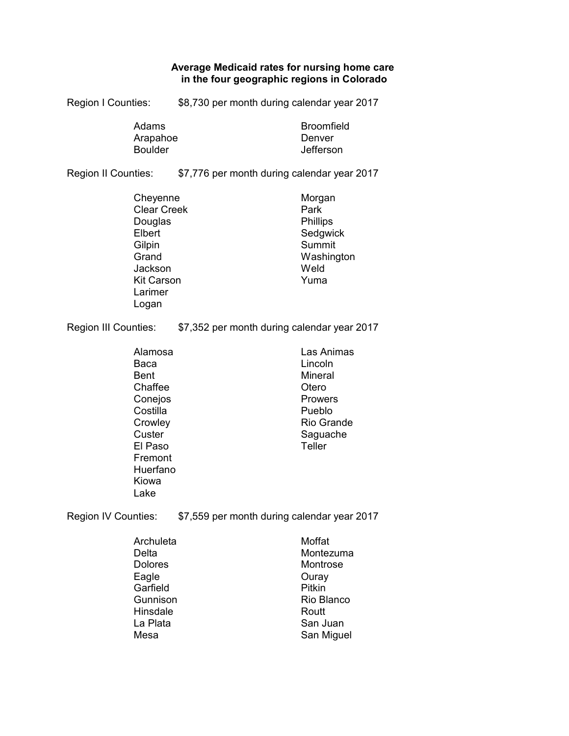## Average Medicaid rates for nursing home care in the four geographic regions in Colorado

Region I Counties: $8,730 per month during calendar year 2017

- Adams
- Arapahoe
- Boulder
- Broomfield
- Denver
- Jefferson

Region II Counties: $7,776 per month during calendar year 2017

- Cheyenne
- Clear Creek
- Douglas
- Elbert
- Gilpin
- Grand
- Jackson
- Kit Carson
- Larimer
- Logan
- Morgan
- Park
- Phillips
- Sedgwick
- Summit
- Washington
- Weld
- Yuma

Region III Counties: $7,352 per month during calendar year 2017

- Alamosa
- Baca
- Bent
- Chaffee
- Conejos
- Costilla
- Crowley
- Custer
- El Paso
- Fremont
- Huerfano
- Kiowa
- Lake
- Las Animas
- Lincoln
- Mineral
- Otero
- Prowers
- Pueblo
- Rio Grande
- Saguache
- Teller

Region IV Counties: $7,559 per month during calendar year 2017

- Archuleta
- Delta
- Dolores
- Eagle
- Garfield
- Gunnison
- Hinsdale
- La Plata
- Mesa
- Moffat
- Montezuma
- Montrose
- Ouray
- Pitkin
- Rio Blanco
- Routt
- San Juan
- San Miguel